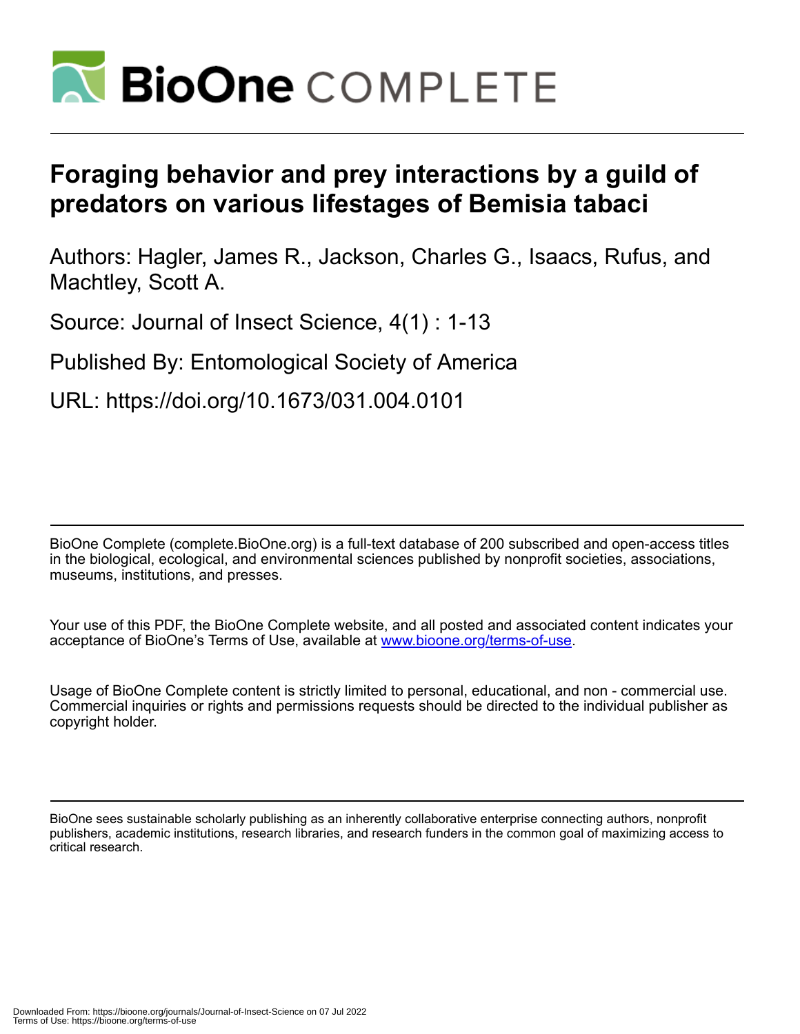# Foraging behavior and prey interactions by a guild of predators on various lifestages of Bemisia tabaci

Authors: Hagler, James R., Jackson, Charles G., Isaacs, Rufus, and Machtley, Scott A.

Source: Journal of Insect Science, 4(1) : 1-13

Published By: Entomological Society of America

URL: https://doi.org/10.1673/031.004.0101

BioOne Complete (complete.BioOne.org) is a full-text database of 200 subscribed and open-access titles in the biological, ecological, and environmental sciences published by nonprofit societies, associations, museums, institutions, and presses.

Your use of this PDF, the BioOne Complete website, and all posted and associated content indicates your acceptance of BioOne's Terms of Use, available at www.bioone.org/terms-of-use.

Usage of BioOne Complete content is strictly limited to personal, educational, and non - commercial use. Commercial inquiries or rights and permissions requests should be directed to the individual publisher as copyright holder.

BioOne sees sustainable scholarly publishing as an inherently collaborative enterprise connecting authors, nonprofit publishers, academic institutions, research libraries, and research funders in the common goal of maximizing access to critical research.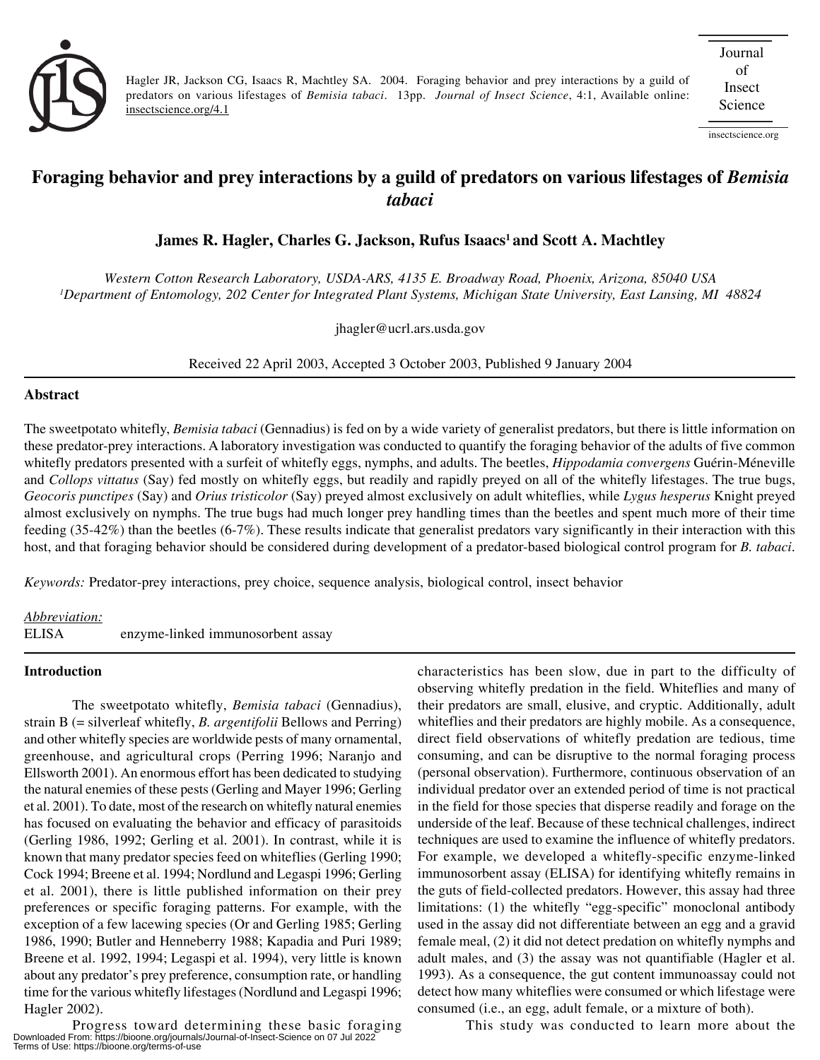# Foraging behavior and prey interactions by a guild of predators on various lifestages of *Bemisia tabaci*

**James R. Hagler, Charles G. Jackson, Rufus Isaacs[1] and Scott A. Machtley**

*Western Cotton Research Laboratory, USDA-ARS, 4135 E. Broadway Road, Phoenix, Arizona, 85040 USA*
*[1]Department of Entomology, 202 Center for Integrated Plant Systems, Michigan State University, East Lansing, MI 48824*

jhagler@ucrl.ars.usda.gov

Received 22 April 2003, Accepted 3 October 2003, Published 9 January 2004

## Abstract

The sweetpotato whitefly, *Bemisia tabaci* (Gennadius) is fed on by a wide variety of generalist predators, but there is little information on these predator-prey interactions. A laboratory investigation was conducted to quantify the foraging behavior of the adults of five common whitefly predators presented with a surfeit of whitefly eggs, nymphs, and adults. The beetles, *Hippodamia convergens* Guérin-Méneville and *Collops vittatus* (Say) fed mostly on whitefly eggs, but readily and rapidly preyed on all of the whitefly lifestages. The true bugs, *Geocoris punctipes* (Say) and *Orius tristicolor* (Say) preyed almost exclusively on adult whiteflies, while *Lygus hesperus* Knight preyed almost exclusively on nymphs. The true bugs had much longer prey handling times than the beetles and spent much more of their time feeding (35-42%) than the beetles (6-7%). These results indicate that generalist predators vary significantly in their interaction with this host, and that foraging behavior should be considered during development of a predator-based biological control program for *B. tabaci*.

*Keywords:* Predator-prey interactions, prey choice, sequence analysis, biological control, insect behavior

*Abbreviation:*
ELISA enzyme-linked immunosorbent assay

## Introduction

The sweetpotato whitefly, *Bemisia tabaci* (Gennadius), strain B (= silverleaf whitefly, *B. argentifolii* Bellows and Perring) and other whitefly species are worldwide pests of many ornamental, greenhouse, and agricultural crops (Perring 1996; Naranjo and Ellsworth 2001). An enormous effort has been dedicated to studying the natural enemies of these pests (Gerling and Mayer 1996; Gerling et al. 2001). To date, most of the research on whitefly natural enemies has focused on evaluating the behavior and efficacy of parasitoids (Gerling 1986, 1992; Gerling et al. 2001). In contrast, while it is known that many predator species feed on whiteflies (Gerling 1990; Cock 1994; Breene et al. 1994; Nordlund and Legaspi 1996; Gerling et al. 2001), there is little published information on their prey preferences or specific foraging patterns. For example, with the exception of a few lacewing species (Or and Gerling 1985; Gerling 1986, 1990; Butler and Henneberry 1988; Kapadia and Puri 1989; Breene et al. 1992, 1994; Legaspi et al. 1994), very little is known about any predator's prey preference, consumption rate, or handling time for the various whitefly lifestages (Nordlund and Legaspi 1996; Hagler 2002).

Progress toward determining these basic foraging characteristics has been slow, due in part to the difficulty of observing whitefly predation in the field. Whiteflies and many of their predators are small, elusive, and cryptic. Additionally, adult whiteflies and their predators are highly mobile. As a consequence, direct field observations of whitefly predation are tedious, time consuming, and can be disruptive to the normal foraging process (personal observation). Furthermore, continuous observation of an individual predator over an extended period of time is not practical in the field for those species that disperse readily and forage on the underside of the leaf. Because of these technical challenges, indirect techniques are used to examine the influence of whitefly predators. For example, we developed a whitefly-specific enzyme-linked immunosorbent assay (ELISA) for identifying whitefly remains in the guts of field-collected predators. However, this assay had three limitations: (1) the whitefly "egg-specific" monoclonal antibody used in the assay did not differentiate between an egg and a gravid female meal, (2) it did not detect predation on whitefly nymphs and adult males, and (3) the assay was not quantifiable (Hagler et al. 1993). As a consequence, the gut content immunoassay could not detect how many whiteflies were consumed or which lifestage were consumed (i.e., an egg, adult female, or a mixture of both).

This study was conducted to learn more about the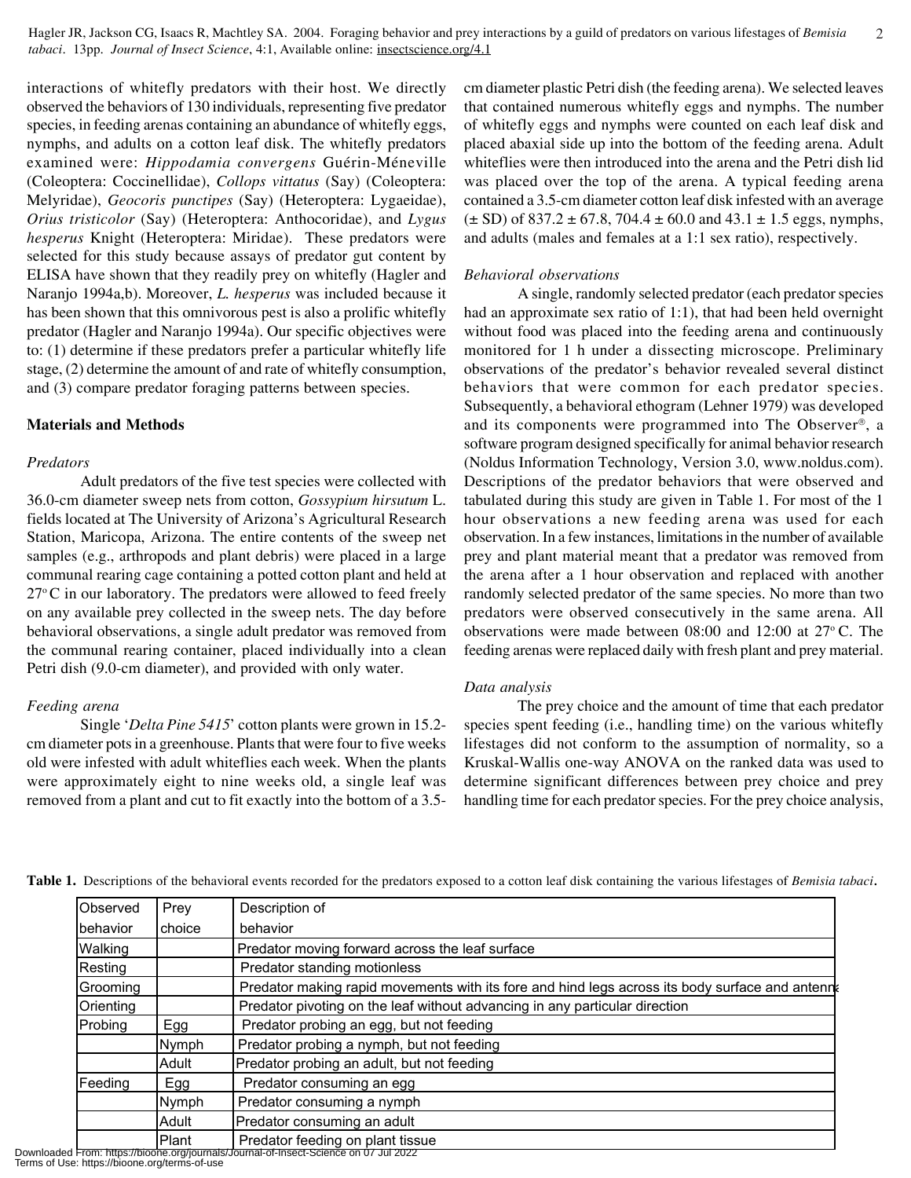interactions of whitefly predators with their host. We directly observed the behaviors of 130 individuals, representing five predator species, in feeding arenas containing an abundance of whitefly eggs, nymphs, and adults on a cotton leaf disk. The whitefly predators examined were: *Hippodamia convergens* Guérin-Méneville (Coleoptera: Coccinellidae), *Collops vittatus* (Say) (Coleoptera: Melyridae), *Geocoris punctipes* (Say) (Heteroptera: Lygaeidae), *Orius tristicolor* (Say) (Heteroptera: Anthocoridae), and *Lygus hesperus* Knight (Heteroptera: Miridae). These predators were selected for this study because assays of predator gut content by ELISA have shown that they readily prey on whitefly (Hagler and Naranjo 1994a,b). Moreover, *L. hesperus* was included because it has been shown that this omnivorous pest is also a prolific whitefly predator (Hagler and Naranjo 1994a). Our specific objectives were to: (1) determine if these predators prefer a particular whitefly life stage, (2) determine the amount of and rate of whitefly consumption, and (3) compare predator foraging patterns between species.

## Materials and Methods

### *Predators*

Adult predators of the five test species were collected with 36.0-cm diameter sweep nets from cotton, *Gossypium hirsutum* L. fields located at The University of Arizona's Agricultural Research Station, Maricopa, Arizona. The entire contents of the sweep net samples (e.g., arthropods and plant debris) were placed in a large communal rearing cage containing a potted cotton plant and held at 27°C in our laboratory. The predators were allowed to feed freely on any available prey collected in the sweep nets. The day before behavioral observations, a single adult predator was removed from the communal rearing container, placed individually into a clean Petri dish (9.0-cm diameter), and provided with only water.

### *Feeding arena*

Single '*Delta Pine 5415*' cotton plants were grown in 15.2-cm diameter pots in a greenhouse. Plants that were four to five weeks old were infested with adult whiteflies each week. When the plants were approximately eight to nine weeks old, a single leaf was removed from a plant and cut to fit exactly into the bottom of a 3.5-cm diameter plastic Petri dish (the feeding arena). We selected leaves that contained numerous whitefly eggs and nymphs. The number of whitefly eggs and nymphs were counted on each leaf disk and placed abaxial side up into the bottom of the feeding arena. Adult whiteflies were then introduced into the arena and the Petri dish lid was placed over the top of the arena. A typical feeding arena contained a 3.5-cm diameter cotton leaf disk infested with an average (± SD) of 837.2 ± 67.8, 704.4 ± 60.0 and 43.1 ± 1.5 eggs, nymphs, and adults (males and females at a 1:1 sex ratio), respectively.

### *Behavioral observations*

A single, randomly selected predator (each predator species had an approximate sex ratio of 1:1), that had been held overnight without food was placed into the feeding arena and continuously monitored for 1 h under a dissecting microscope. Preliminary observations of the predator's behavior revealed several distinct behaviors that were common for each predator species. Subsequently, a behavioral ethogram (Lehner 1979) was developed and its components were programmed into The Observer®, a software program designed specifically for animal behavior research (Noldus Information Technology, Version 3.0, www.noldus.com). Descriptions of the predator behaviors that were observed and tabulated during this study are given in Table 1. For most of the 1 hour observations a new feeding arena was used for each observation. In a few instances, limitations in the number of available prey and plant material meant that a predator was removed from the arena after a 1 hour observation and replaced with another randomly selected predator of the same species. No more than two predators were observed consecutively in the same arena. All observations were made between 08:00 and 12:00 at 27°C. The feeding arenas were replaced daily with fresh plant and prey material.

### *Data analysis*

The prey choice and the amount of time that each predator species spent feeding (i.e., handling time) on the various whitefly lifestages did not conform to the assumption of normality, so a Kruskal-Wallis one-way ANOVA on the ranked data was used to determine significant differences between prey choice and prey handling time for each predator species. For the prey choice analysis,

**Table 1.** Descriptions of the behavioral events recorded for the predators exposed to a cotton leaf disk containing the various lifestages of *Bemisia tabaci*.

| Observed behavior | Prey choice | Description of behavior |
|---|---|---|
| Walking | | Predator moving forward across the leaf surface |
| Resting | | Predator standing motionless |
| Grooming | | Predator making rapid movements with its fore and hind legs across its body surface and antenna |
| Orienting | | Predator pivoting on the leaf without advancing in any particular direction |
| Probing | Egg | Predator probing an egg, but not feeding |
| | Nymph | Predator probing a nymph, but not feeding |
| | Adult | Predator probing an adult, but not feeding |
| Feeding | Egg | Predator consuming an egg |
| | Nymph | Predator consuming a nymph |
| | Adult | Predator consuming an adult |
| | Plant | Predator feeding on plant tissue |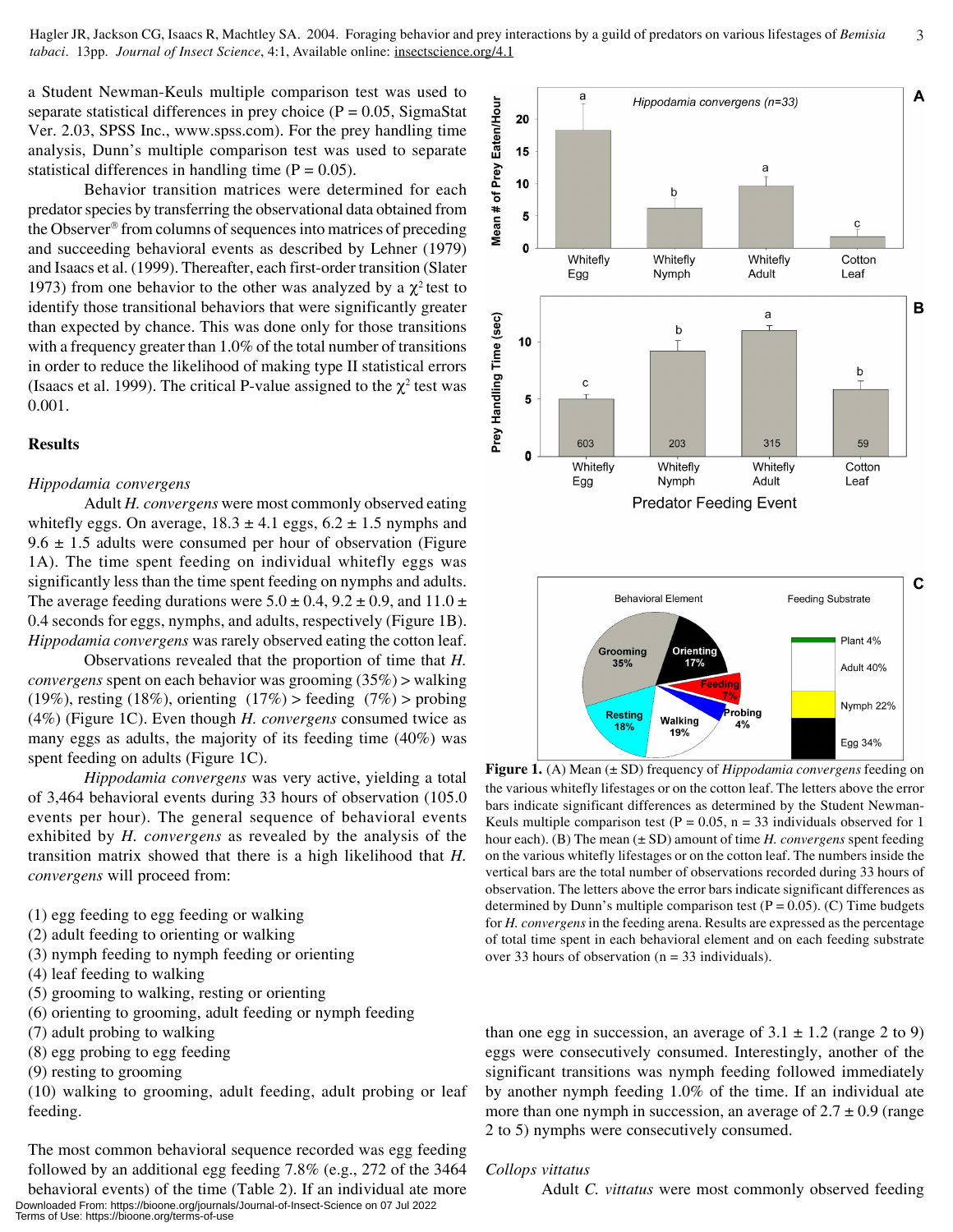a Student Newman-Keuls multiple comparison test was used to separate statistical differences in prey choice (P = 0.05, SigmaStat Ver. 2.03, SPSS Inc., www.spss.com). For the prey handling time analysis, Dunn's multiple comparison test was used to separate statistical differences in handling time (P = 0.05).

Behavior transition matrices were determined for each predator species by transferring the observational data obtained from the Observer® from columns of sequences into matrices of preceding and succeeding behavioral events as described by Lehner (1979) and Isaacs et al. (1999). Thereafter, each first-order transition (Slater 1973) from one behavior to the other was analyzed by a $\chi^2$ test to identify those transitional behaviors that were significantly greater than expected by chance. This was done only for those transitions with a frequency greater than 1.0% of the total number of transitions in order to reduce the likelihood of making type II statistical errors (Isaacs et al. 1999). The critical P-value assigned to the $\chi^2$ test was 0.001.

## Results

### *Hippodamia convergens*

Adult *H. convergens* were most commonly observed eating whitefly eggs. On average, 18.3 ± 4.1 eggs, 6.2 ± 1.5 nymphs and 9.6 ± 1.5 adults were consumed per hour of observation (Figure 1A). The time spent feeding on individual whitefly eggs was significantly less than the time spent feeding on nymphs and adults. The average feeding durations were 5.0 ± 0.4, 9.2 ± 0.9, and 11.0 ± 0.4 seconds for eggs, nymphs, and adults, respectively (Figure 1B). *Hippodamia convergens* was rarely observed eating the cotton leaf.

Observations revealed that the proportion of time that *H. convergens* spent on each behavior was grooming (35%) > walking (19%), resting (18%), orienting (17%) > feeding (7%) > probing (4%) (Figure 1C). Even though *H. convergens* consumed twice as many eggs as adults, the majority of its feeding time (40%) was spent feeding on adults (Figure 1C).

*Hippodamia convergens* was very active, yielding a total of 3,464 behavioral events during 33 hours of observation (105.0 events per hour). The general sequence of behavioral events exhibited by *H. convergens* as revealed by the analysis of the transition matrix showed that there is a high likelihood that *H. convergens* will proceed from:

(1) egg feeding to egg feeding or walking
(2) adult feeding to orienting or walking
(3) nymph feeding to nymph feeding or orienting
(4) leaf feeding to walking
(5) grooming to walking, resting or orienting
(6) orienting to grooming, adult feeding or nymph feeding
(7) adult probing to walking
(8) egg probing to egg feeding
(9) resting to grooming
(10) walking to grooming, adult feeding, adult probing or leaf feeding.

The most common behavioral sequence recorded was egg feeding followed by an additional egg feeding 7.8% (e.g., 272 of the 3464 behavioral events) of the time (Table 2). If an individual ate more than one egg in succession, an average of 3.1 ± 1.2 (range 2 to 9) eggs were consecutively consumed. Interestingly, another of the significant transitions was nymph feeding followed immediately by another nymph feeding 1.0% of the time. If an individual ate more than one nymph in succession, an average of 2.7 ± 0.9 (range 2 to 5) nymphs were consecutively consumed.

**Figure 1.** (A) Mean (± SD) frequency of *Hippodamia convergens* feeding on the various whitefly lifestages or on the cotton leaf. The letters above the error bars indicate significant differences as determined by the Student Newman-Keuls multiple comparison test (P = 0.05, n = 33 individuals observed for 1 hour each). (B) The mean (± SD) amount of time *H. convergens* spent feeding on the various whitefly lifestages or on the cotton leaf. The numbers inside the vertical bars are the total number of observations recorded during 33 hours of observation. The letters above the error bars indicate significant differences as determined by Dunn's multiple comparison test (P = 0.05). (C) Time budgets for *H. convergens* in the feeding arena. Results are expressed as the percentage of total time spent in each behavioral element and on each feeding substrate over 33 hours of observation (n = 33 individuals).

### *Collops vittatus*

Adult *C. vittatus* were most commonly observed feeding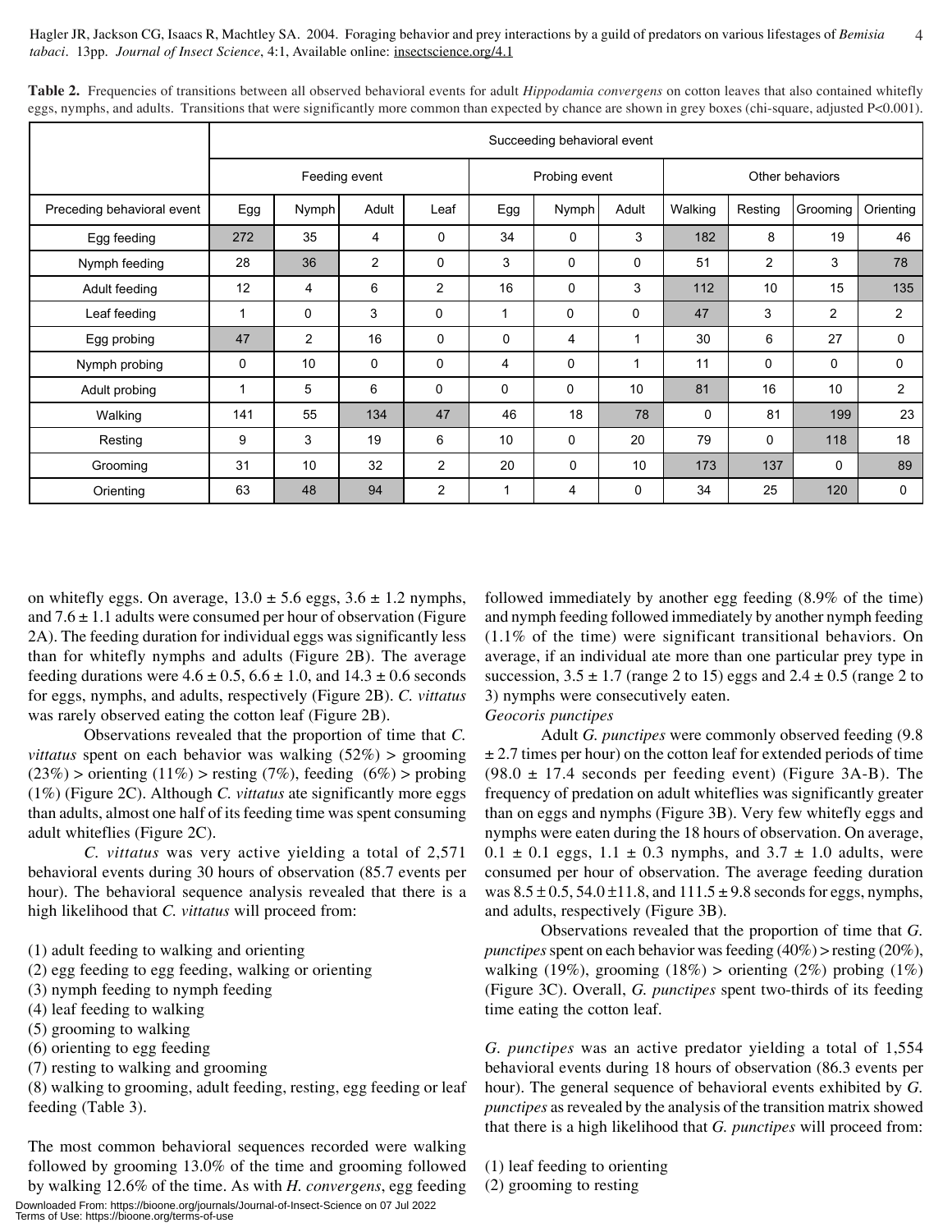**Table 2.** Frequencies of transitions between all observed behavioral events for adult *Hippodamia convergens* on cotton leaves that also contained whitefly eggs, nymphs, and adults. Transitions that were significantly more common than expected by chance are shown in grey boxes (chi-square, adjusted P<0.001).

| | Succeeding behavioral event | | | | | | | | | | |
|---|---|---|---|---|---|---|---|---|---|---|---|
| | Feeding event | | | | Probing event | | | Other behaviors | | | |
| Preceding behavioral event | Egg | Nymph | Adult | Leaf | Egg | Nymph | Adult | Walking | Resting | Grooming | Orienting |
| Egg feeding | 272 | 35 | 4 | 0 | 34 | 0 | 3 | 182 | 8 | 19 | 46 |
| Nymph feeding | 28 | 36 | 2 | 0 | 3 | 0 | 0 | 51 | 2 | 3 | 78 |
| Adult feeding | 12 | 4 | 6 | 2 | 16 | 0 | 3 | 112 | 10 | 15 | 135 |
| Leaf feeding | 1 | 0 | 3 | 0 | 1 | 0 | 0 | 47 | 3 | 2 | 2 |
| Egg probing | 47 | 2 | 16 | 0 | 0 | 4 | 1 | 30 | 6 | 27 | 0 |
| Nymph probing | 0 | 10 | 0 | 0 | 4 | 0 | 1 | 11 | 0 | 0 | 0 |
| Adult probing | 1 | 5 | 6 | 0 | 0 | 0 | 10 | 81 | 16 | 10 | 2 |
| Walking | 141 | 55 | 134 | 47 | 46 | 18 | 78 | 0 | 81 | 199 | 23 |
| Resting | 9 | 3 | 19 | 6 | 10 | 0 | 20 | 79 | 0 | 118 | 18 |
| Grooming | 31 | 10 | 32 | 2 | 20 | 0 | 10 | 173 | 137 | 0 | 89 |
| Orienting | 63 | 48 | 94 | 2 | 1 | 4 | 0 | 34 | 25 | 120 | 0 |

on whitefly eggs. On average, 13.0 ± 5.6 eggs, 3.6 ± 1.2 nymphs, and 7.6 ± 1.1 adults were consumed per hour of observation (Figure 2A). The feeding duration for individual eggs was significantly less than for whitefly nymphs and adults (Figure 2B). The average feeding durations were 4.6 ± 0.5, 6.6 ± 1.0, and 14.3 ± 0.6 seconds for eggs, nymphs, and adults, respectively (Figure 2B). *C. vittatus* was rarely observed eating the cotton leaf (Figure 2B).

Observations revealed that the proportion of time that *C. vittatus* spent on each behavior was walking (52%) > grooming (23%) > orienting (11%) > resting (7%), feeding (6%) > probing (1%) (Figure 2C). Although *C. vittatus* ate significantly more eggs than adults, almost one half of its feeding time was spent consuming adult whiteflies (Figure 2C).

*C. vittatus* was very active yielding a total of 2,571 behavioral events during 30 hours of observation (85.7 events per hour). The behavioral sequence analysis revealed that there is a high likelihood that *C. vittatus* will proceed from:

(1) adult feeding to walking and orienting
(2) egg feeding to egg feeding, walking or orienting
(3) nymph feeding to nymph feeding
(4) leaf feeding to walking
(5) grooming to walking
(6) orienting to egg feeding
(7) resting to walking and grooming
(8) walking to grooming, adult feeding, resting, egg feeding or leaf feeding (Table 3).

The most common behavioral sequences recorded were walking followed by grooming 13.0% of the time and grooming followed by walking 12.6% of the time. As with *H. convergens*, egg feeding followed immediately by another egg feeding (8.9% of the time) and nymph feeding followed immediately by another nymph feeding (1.1% of the time) were significant transitional behaviors. On average, if an individual ate more than one particular prey type in succession, 3.5 ± 1.7 (range 2 to 15) eggs and 2.4 ± 0.5 (range 2 to 3) nymphs were consecutively eaten.

*Geocoris punctipes*

Adult *G. punctipes* were commonly observed feeding (9.8 ± 2.7 times per hour) on the cotton leaf for extended periods of time (98.0 ± 17.4 seconds per feeding event) (Figure 3A-B). The frequency of predation on adult whiteflies was significantly greater than on eggs and nymphs (Figure 3B). Very few whitefly eggs and nymphs were eaten during the 18 hours of observation. On average, 0.1 ± 0.1 eggs, 1.1 ± 0.3 nymphs, and 3.7 ± 1.0 adults, were consumed per hour of observation. The average feeding duration was 8.5 ± 0.5, 54.0 ±11.8, and 111.5 ± 9.8 seconds for eggs, nymphs, and adults, respectively (Figure 3B).

Observations revealed that the proportion of time that *G. punctipes* spent on each behavior was feeding (40%) > resting (20%), walking (19%), grooming (18%) > orienting (2%) probing (1%) (Figure 3C). Overall, *G. punctipes* spent two-thirds of its feeding time eating the cotton leaf.

*G. punctipes* was an active predator yielding a total of 1,554 behavioral events during 18 hours of observation (86.3 events per hour). The general sequence of behavioral events exhibited by *G. punctipes* as revealed by the analysis of the transition matrix showed that there is a high likelihood that *G. punctipes* will proceed from:

(1) leaf feeding to orienting
(2) grooming to resting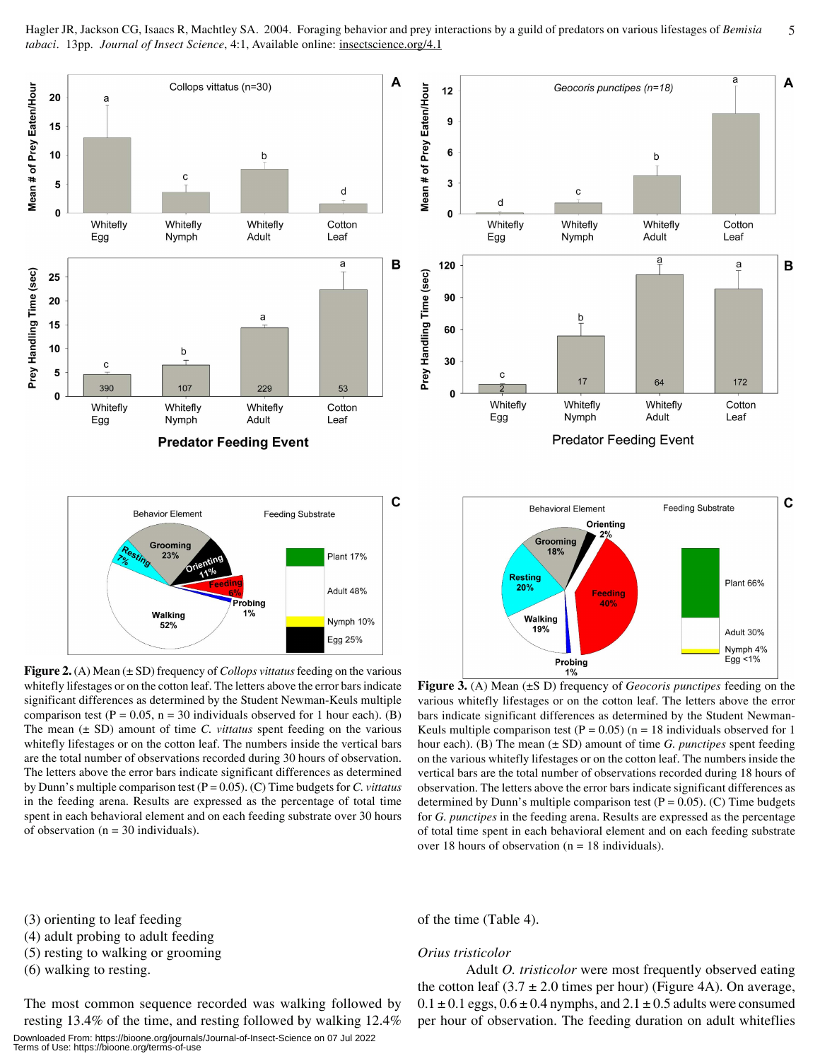**Figure 2.** (A) Mean (± SD) frequency of *Collops vittatus* feeding on the various whitefly lifestages or on the cotton leaf. The letters above the error bars indicate significant differences as determined by the Student Newman-Keuls multiple comparison test (P = 0.05, n = 30 individuals observed for 1 hour each). (B) The mean (± SD) amount of time *C. vittatus* spent feeding on the various whitefly lifestages or on the cotton leaf. The numbers inside the vertical bars are the total number of observations recorded during 30 hours of observation. The letters above the error bars indicate significant differences as determined by Dunn's multiple comparison test (P = 0.05). (C) Time budgets for *C. vittatus* in the feeding arena. Results are expressed as the percentage of total time spent in each behavioral element and on each feeding substrate over 30 hours of observation (n = 30 individuals).

**Figure 3.** (A) Mean (±S D) frequency of *Geocoris punctipes* feeding on the various whitefly lifestages or on the cotton leaf. The letters above the error bars indicate significant differences as determined by the Student Newman-Keuls multiple comparison test (P = 0.05) (n = 18 individuals observed for 1 hour each). (B) The mean (± SD) amount of time *G. punctipes* spent feeding on the various whitefly lifestages or on the cotton leaf. The numbers inside the vertical bars are the total number of observations recorded during 18 hours of observation. The letters above the error bars indicate significant differences as determined by Dunn's multiple comparison test (P = 0.05). (C) Time budgets for *G. punctipes* in the feeding arena. Results are expressed as the percentage of total time spent in each behavioral element and on each feeding substrate over 18 hours of observation (n = 18 individuals).

(3) orienting to leaf feeding
(4) adult probing to adult feeding
(5) resting to walking or grooming
(6) walking to resting.

The most common sequence recorded was walking followed by resting 13.4% of the time, and resting followed by walking 12.4% of the time (Table 4).

*Orius tristicolor*

Adult *O. tristicolor* were most frequently observed eating the cotton leaf (3.7 ± 2.0 times per hour) (Figure 4A). On average, 0.1 ± 0.1 eggs, 0.6 ± 0.4 nymphs, and 2.1 ± 0.5 adults were consumed per hour of observation. The feeding duration on adult whiteflies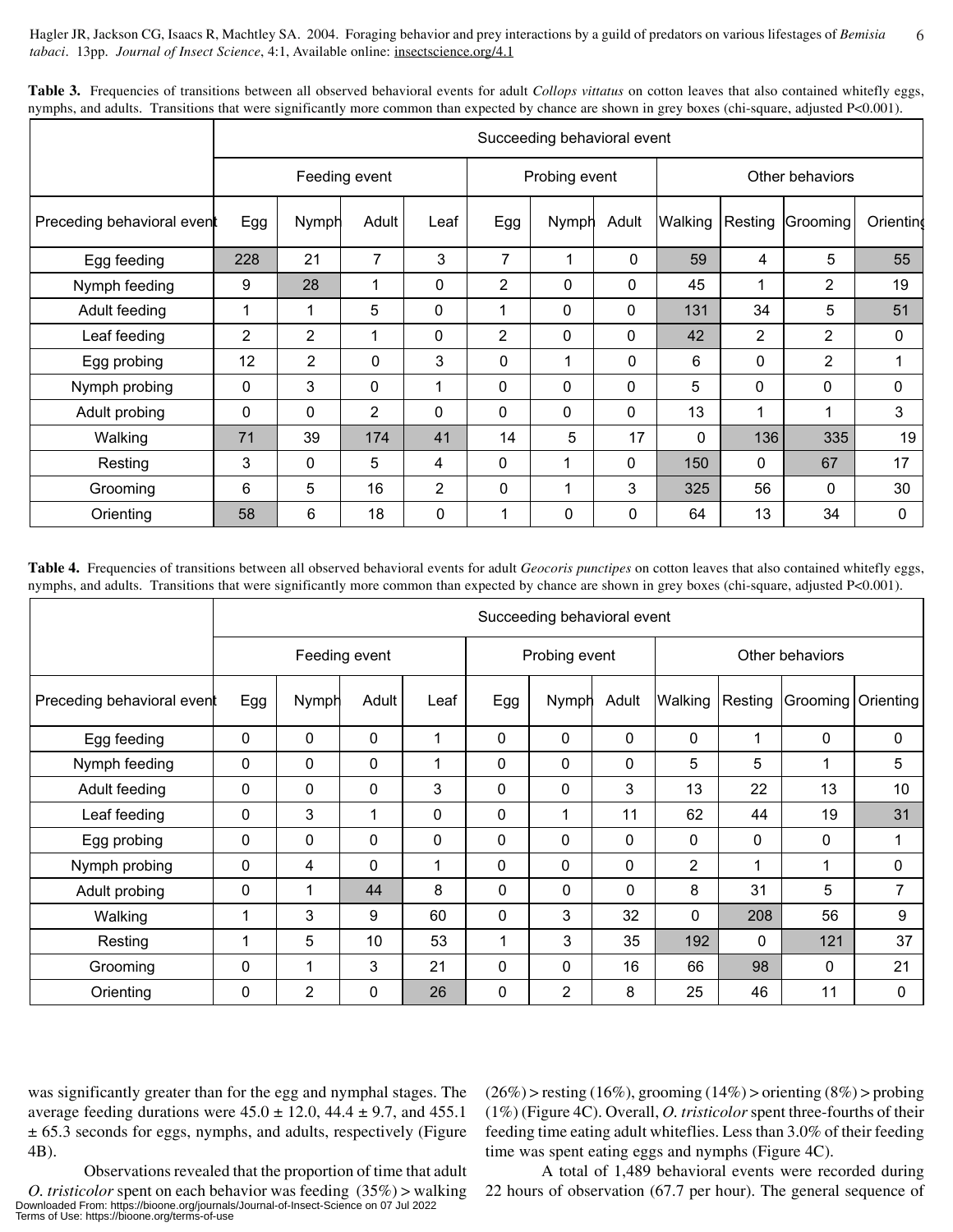**Table 3.** Frequencies of transitions between all observed behavioral events for adult *Collops vittatus* on cotton leaves that also contained whitefly eggs, nymphs, and adults. Transitions that were significantly more common than expected by chance are shown in grey boxes (chi-square, adjusted P<0.001).

| | Succeeding behavioral event | | | | | | | | | | |
|---|---|---|---|---|---|---|---|---|---|---|---|
| | Feeding event | | | | Probing event | | | Other behaviors | | | |
| Preceding behavioral event | Egg | Nymph | Adult | Leaf | Egg | Nymph | Adult | Walking | Resting | Grooming | Orienting |
| Egg feeding | 228 | 21 | 7 | 3 | 7 | 1 | 0 | 59 | 4 | 5 | 55 |
| Nymph feeding | 9 | 28 | 1 | 0 | 2 | 0 | 0 | 45 | 1 | 2 | 19 |
| Adult feeding | 1 | 1 | 5 | 0 | 1 | 0 | 0 | 131 | 34 | 5 | 51 |
| Leaf feeding | 2 | 2 | 1 | 0 | 2 | 0 | 0 | 42 | 2 | 2 | 0 |
| Egg probing | 12 | 2 | 0 | 3 | 0 | 1 | 0 | 6 | 0 | 2 | 1 |
| Nymph probing | 0 | 3 | 0 | 1 | 0 | 0 | 0 | 5 | 0 | 0 | 0 |
| Adult probing | 0 | 0 | 2 | 0 | 0 | 0 | 0 | 13 | 1 | 1 | 3 |
| Walking | 71 | 39 | 174 | 41 | 14 | 5 | 17 | 0 | 136 | 335 | 19 |
| Resting | 3 | 0 | 5 | 4 | 0 | 1 | 0 | 150 | 0 | 67 | 17 |
| Grooming | 6 | 5 | 16 | 2 | 0 | 1 | 3 | 325 | 56 | 0 | 30 |
| Orienting | 58 | 6 | 18 | 0 | 1 | 0 | 0 | 64 | 13 | 34 | 0 |

**Table 4.** Frequencies of transitions between all observed behavioral events for adult *Geocoris punctipes* on cotton leaves that also contained whitefly eggs, nymphs, and adults. Transitions that were significantly more common than expected by chance are shown in grey boxes (chi-square, adjusted P<0.001).

| | Succeeding behavioral event | | | | | | | | | | |
|---|---|---|---|---|---|---|---|---|---|---|---|
| | Feeding event | | | | Probing event | | | Other behaviors | | | |
| Preceding behavioral event | Egg | Nymph | Adult | Leaf | Egg | Nymph | Adult | Walking | Resting | Grooming | Orienting |
| Egg feeding | 0 | 0 | 0 | 1 | 0 | 0 | 0 | 0 | 1 | 0 | 0 |
| Nymph feeding | 0 | 0 | 0 | 1 | 0 | 0 | 0 | 5 | 5 | 1 | 5 |
| Adult feeding | 0 | 0 | 0 | 3 | 0 | 0 | 3 | 13 | 22 | 13 | 10 |
| Leaf feeding | 0 | 3 | 1 | 0 | 0 | 1 | 11 | 62 | 44 | 19 | 31 |
| Egg probing | 0 | 0 | 0 | 0 | 0 | 0 | 0 | 0 | 0 | 0 | 1 |
| Nymph probing | 0 | 4 | 0 | 1 | 0 | 0 | 0 | 2 | 1 | 1 | 0 |
| Adult probing | 0 | 1 | 44 | 8 | 0 | 0 | 0 | 8 | 31 | 5 | 7 |
| Walking | 1 | 3 | 9 | 60 | 0 | 3 | 32 | 0 | 208 | 56 | 9 |
| Resting | 1 | 5 | 10 | 53 | 1 | 3 | 35 | 192 | 0 | 121 | 37 |
| Grooming | 0 | 1 | 3 | 21 | 0 | 0 | 16 | 66 | 98 | 0 | 21 |
| Orienting | 0 | 2 | 0 | 26 | 0 | 2 | 8 | 25 | 46 | 11 | 0 |

was significantly greater than for the egg and nymphal stages. The average feeding durations were 45.0 ± 12.0, 44.4 ± 9.7, and 455.1 ± 65.3 seconds for eggs, nymphs, and adults, respectively (Figure 4B).

Observations revealed that the proportion of time that adult *O. tristicolor* spent on each behavior was feeding (35%) > walking (26%) > resting (16%), grooming (14%) > orienting (8%) > probing (1%) (Figure 4C). Overall, *O. tristicolor* spent three-fourths of their feeding time eating adult whiteflies. Less than 3.0% of their feeding time was spent eating eggs and nymphs (Figure 4C).

A total of 1,489 behavioral events were recorded during 22 hours of observation (67.7 per hour). The general sequence of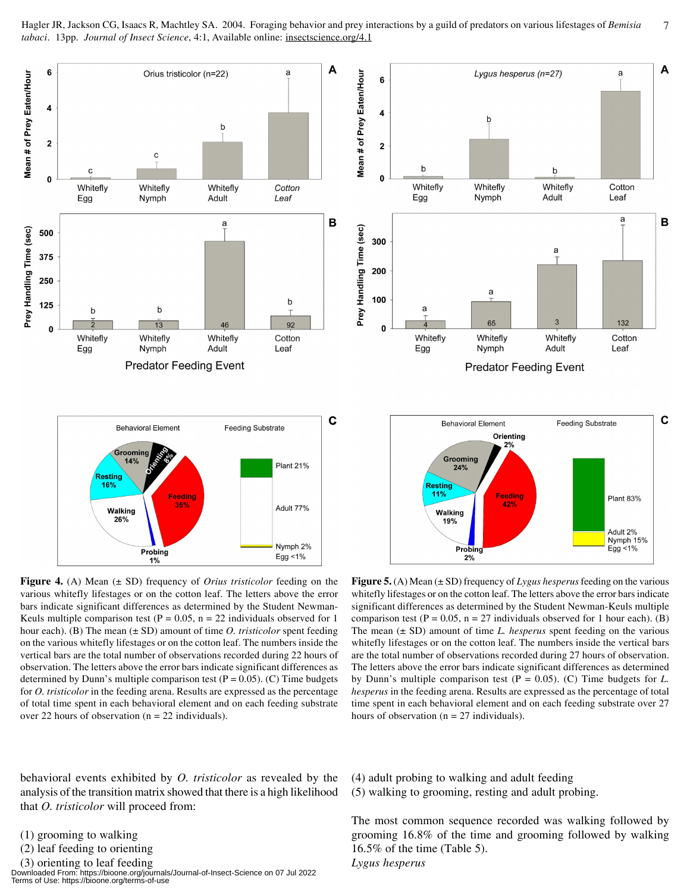**Figure 4.** (A) Mean (± SD) frequency of *Orius tristicolor* feeding on the various whitefly lifestages or on the cotton leaf. The letters above the error bars indicate significant differences as determined by the Student Newman-Keuls multiple comparison test (P = 0.05, n = 22 individuals observed for 1 hour each). (B) The mean (± SD) amount of time *O. tristicolor* spent feeding on the various whitefly lifestages or on the cotton leaf. The numbers inside the vertical bars are the total number of observations recorded during 22 hours of observation. The letters above the error bars indicate significant differences as determined by Dunn's multiple comparison test (P = 0.05). (C) Time budgets for *O. tristicolor* in the feeding arena. Results are expressed as the percentage of total time spent in each behavioral element and on each feeding substrate over 22 hours of observation (n = 22 individuals).

**Figure 5.** (A) Mean (± SD) frequency of *Lygus hesperus* feeding on the various whitefly lifestages or on the cotton leaf. The letters above the error bars indicate significant differences as determined by the Student Newman-Keuls multiple comparison test (P = 0.05, n = 27 individuals observed for 1 hour each). (B) The mean (± SD) amount of time *L. hesperus* spent feeding on the various whitefly lifestages or on the cotton leaf. The numbers inside the vertical bars are the total number of observations recorded during 27 hours of observation. The letters above the error bars indicate significant differences as determined by Dunn's multiple comparison test (P = 0.05). (C) Time budgets for *L. hesperus* in the feeding arena. Results are expressed as the percentage of total time spent in each behavioral element and on each feeding substrate over 27 hours of observation (n = 27 individuals).

behavioral events exhibited by *O. tristicolor* as revealed by the analysis of the transition matrix showed that there is a high likelihood that *O. tristicolor* will proceed from:

(1) grooming to walking
(2) leaf feeding to orienting
(3) orienting to leaf feeding
(4) adult probing to walking and adult feeding
(5) walking to grooming, resting and adult probing.

The most common sequence recorded was walking followed by grooming 16.8% of the time and grooming followed by walking 16.5% of the time (Table 5).

*Lygus hesperus*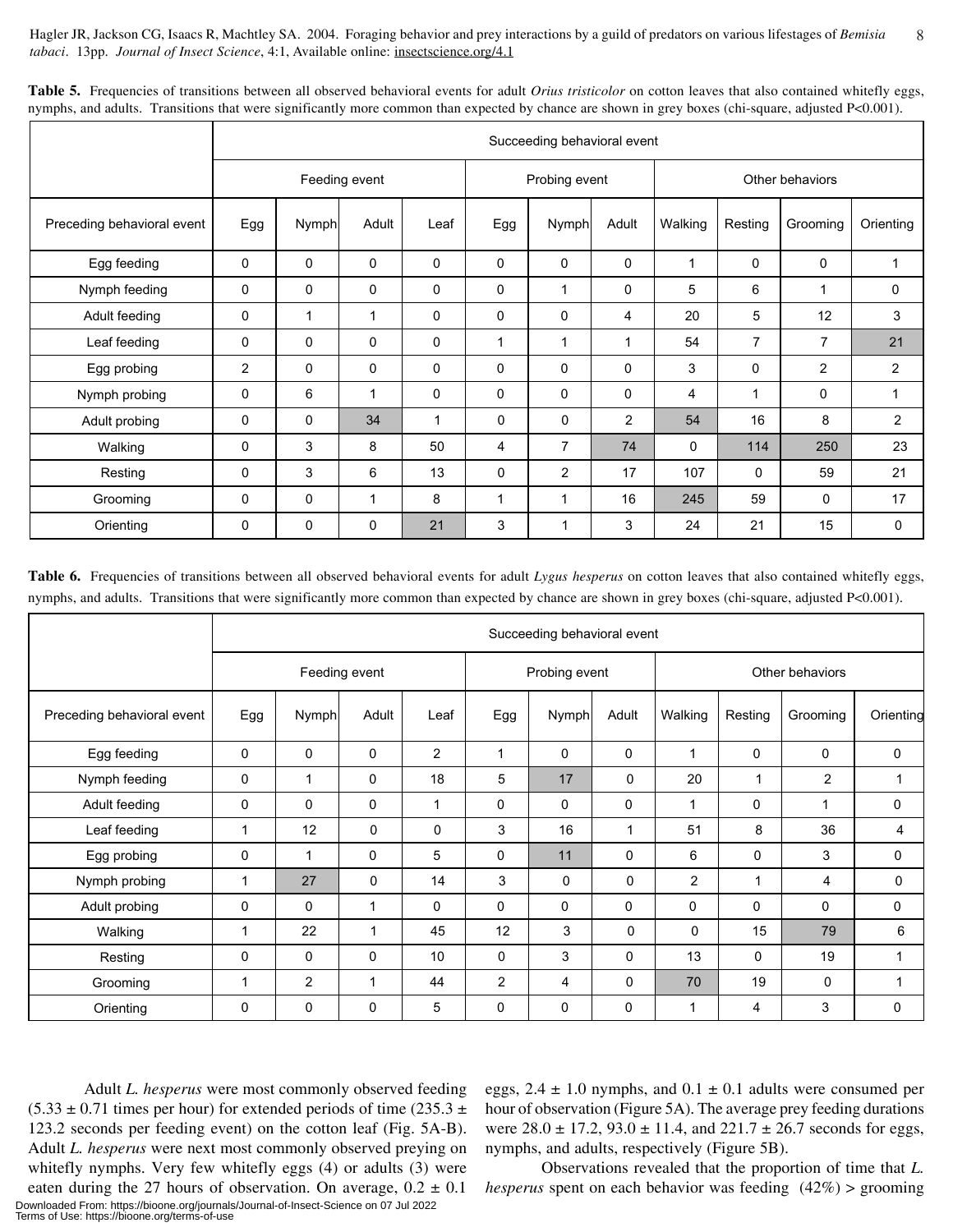**Table 5.** Frequencies of transitions between all observed behavioral events for adult *Orius tristicolor* on cotton leaves that also contained whitefly eggs, nymphs, and adults. Transitions that were significantly more common than expected by chance are shown in grey boxes (chi-square, adjusted P<0.001).

| | Succeeding behavioral event | | | | | | | | | | |
|---|---|---|---|---|---|---|---|---|---|---|---|
| | Feeding event | | | | Probing event | | | Other behaviors | | | |
| Preceding behavioral event | Egg | Nymph | Adult | Leaf | Egg | Nymph | Adult | Walking | Resting | Grooming | Orienting |
| Egg feeding | 0 | 0 | 0 | 0 | 0 | 0 | 0 | 1 | 0 | 0 | 1 |
| Nymph feeding | 0 | 0 | 0 | 0 | 0 | 1 | 0 | 5 | 6 | 1 | 0 |
| Adult feeding | 0 | 1 | 1 | 0 | 0 | 0 | 4 | 20 | 5 | 12 | 3 |
| Leaf feeding | 0 | 0 | 0 | 0 | 1 | 1 | 1 | 54 | 7 | 7 | 21 |
| Egg probing | 2 | 0 | 0 | 0 | 0 | 0 | 0 | 3 | 0 | 2 | 2 |
| Nymph probing | 0 | 6 | 1 | 0 | 0 | 0 | 0 | 4 | 1 | 0 | 1 |
| Adult probing | 0 | 0 | 34 | 1 | 0 | 0 | 2 | 54 | 16 | 8 | 2 |
| Walking | 0 | 3 | 8 | 50 | 4 | 7 | 74 | 0 | 114 | 250 | 23 |
| Resting | 0 | 3 | 6 | 13 | 0 | 2 | 17 | 107 | 0 | 59 | 21 |
| Grooming | 0 | 0 | 1 | 8 | 1 | 1 | 16 | 245 | 59 | 0 | 17 |
| Orienting | 0 | 0 | 0 | 21 | 3 | 1 | 3 | 24 | 21 | 15 | 0 |

**Table 6.** Frequencies of transitions between all observed behavioral events for adult *Lygus hesperus* on cotton leaves that also contained whitefly eggs, nymphs, and adults. Transitions that were significantly more common than expected by chance are shown in grey boxes (chi-square, adjusted P<0.001).

| | Succeeding behavioral event | | | | | | | | | | |
|---|---|---|---|---|---|---|---|---|---|---|---|
| | Feeding event | | | | Probing event | | | Other behaviors | | | |
| Preceding behavioral event | Egg | Nymph | Adult | Leaf | Egg | Nymph | Adult | Walking | Resting | Grooming | Orienting |
| Egg feeding | 0 | 0 | 0 | 2 | 1 | 0 | 0 | 1 | 0 | 0 | 0 |
| Nymph feeding | 0 | 1 | 0 | 18 | 5 | 17 | 0 | 20 | 1 | 2 | 1 |
| Adult feeding | 0 | 0 | 0 | 1 | 0 | 0 | 0 | 1 | 0 | 1 | 0 |
| Leaf feeding | 1 | 12 | 0 | 0 | 3 | 16 | 1 | 51 | 8 | 36 | 4 |
| Egg probing | 0 | 1 | 0 | 5 | 0 | 11 | 0 | 6 | 0 | 3 | 0 |
| Nymph probing | 1 | 27 | 0 | 14 | 3 | 0 | 0 | 2 | 1 | 4 | 0 |
| Adult probing | 0 | 0 | 1 | 0 | 0 | 0 | 0 | 0 | 0 | 0 | 0 |
| Walking | 1 | 22 | 1 | 45 | 12 | 3 | 0 | 0 | 15 | 79 | 6 |
| Resting | 0 | 0 | 0 | 10 | 0 | 3 | 0 | 13 | 0 | 19 | 1 |
| Grooming | 1 | 2 | 1 | 44 | 2 | 4 | 0 | 70 | 19 | 0 | 1 |
| Orienting | 0 | 0 | 0 | 5 | 0 | 0 | 0 | 1 | 4 | 3 | 0 |

Adult *L. hesperus* were most commonly observed feeding (5.33 ± 0.71 times per hour) for extended periods of time (235.3 ± 123.2 seconds per feeding event) on the cotton leaf (Fig. 5A-B). Adult *L. hesperus* were next most commonly observed preying on whitefly nymphs. Very few whitefly eggs (4) or adults (3) were eaten during the 27 hours of observation. On average, 0.2 ± 0.1 eggs, 2.4 ± 1.0 nymphs, and 0.1 ± 0.1 adults were consumed per hour of observation (Figure 5A). The average prey feeding durations were 28.0 ± 17.2, 93.0 ± 11.4, and 221.7 ± 26.7 seconds for eggs, nymphs, and adults, respectively (Figure 5B).

Observations revealed that the proportion of time that *L. hesperus* spent on each behavior was feeding (42%) > grooming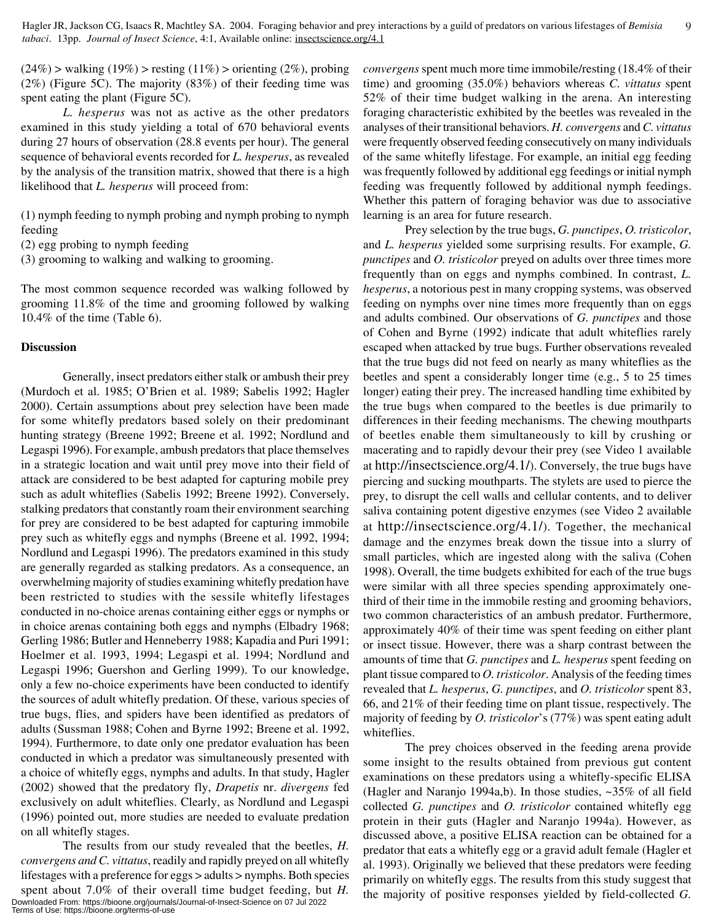(24%) > walking (19%) > resting (11%) > orienting (2%), probing (2%) (Figure 5C). The majority (83%) of their feeding time was spent eating the plant (Figure 5C).

*L. hesperus* was not as active as the other predators examined in this study yielding a total of 670 behavioral events during 27 hours of observation (28.8 events per hour). The general sequence of behavioral events recorded for *L. hesperus*, as revealed by the analysis of the transition matrix, showed that there is a high likelihood that *L. hesperus* will proceed from:

(1) nymph feeding to nymph probing and nymph probing to nymph feeding
(2) egg probing to nymph feeding
(3) grooming to walking and walking to grooming.

The most common sequence recorded was walking followed by grooming 11.8% of the time and grooming followed by walking 10.4% of the time (Table 6).

## Discussion

Generally, insect predators either stalk or ambush their prey (Murdoch et al. 1985; O'Brien et al. 1989; Sabelis 1992; Hagler 2000). Certain assumptions about prey selection have been made for some whitefly predators based solely on their predominant hunting strategy (Breene 1992; Breene et al. 1992; Nordlund and Legaspi 1996). For example, ambush predators that place themselves in a strategic location and wait until prey move into their field of attack are considered to be best adapted for capturing mobile prey such as adult whiteflies (Sabelis 1992; Breene 1992). Conversely, stalking predators that constantly roam their environment searching for prey are considered to be best adapted for capturing immobile prey such as whitefly eggs and nymphs (Breene et al. 1992, 1994; Nordlund and Legaspi 1996). The predators examined in this study are generally regarded as stalking predators. As a consequence, an overwhelming majority of studies examining whitefly predation have been restricted to studies with the sessile whitefly lifestages conducted in no-choice arenas containing either eggs or nymphs or in choice arenas containing both eggs and nymphs (Elbadry 1968; Gerling 1986; Butler and Henneberry 1988; Kapadia and Puri 1991; Hoelmer et al. 1993, 1994; Legaspi et al. 1994; Nordlund and Legaspi 1996; Guershon and Gerling 1999). To our knowledge, only a few no-choice experiments have been conducted to identify the sources of adult whitefly predation. Of these, various species of true bugs, flies, and spiders have been identified as predators of adults (Sussman 1988; Cohen and Byrne 1992; Breene et al. 1992, 1994). Furthermore, to date only one predator evaluation has been conducted in which a predator was simultaneously presented with a choice of whitefly eggs, nymphs and adults. In that study, Hagler (2002) showed that the predatory fly, *Drapetis* nr. *divergens* fed exclusively on adult whiteflies. Clearly, as Nordlund and Legaspi (1996) pointed out, more studies are needed to evaluate predation on all whitefly stages.

The results from our study revealed that the beetles, *H. convergens and C. vittatus*, readily and rapidly preyed on all whitefly lifestages with a preference for eggs > adults > nymphs. Both species spent about 7.0% of their overall time budget feeding, but *H. convergens* spent much more time immobile/resting (18.4% of their time) and grooming (35.0%) behaviors whereas *C. vittatus* spent 52% of their time budget walking in the arena. An interesting foraging characteristic exhibited by the beetles was revealed in the analyses of their transitional behaviors. *H. convergens* and *C. vittatus* were frequently observed feeding consecutively on many individuals of the same whitefly lifestage. For example, an initial egg feeding was frequently followed by additional egg feedings or initial nymph feeding was frequently followed by additional nymph feedings. Whether this pattern of foraging behavior was due to associative learning is an area for future research.

Prey selection by the true bugs, *G. punctipes*, *O. tristicolor*, and *L. hesperus* yielded some surprising results. For example, *G. punctipes* and *O. tristicolor* preyed on adults over three times more frequently than on eggs and nymphs combined. In contrast, *L. hesperus*, a notorious pest in many cropping systems, was observed feeding on nymphs over nine times more frequently than on eggs and adults combined. Our observations of *G. punctipes* and those of Cohen and Byrne (1992) indicate that adult whiteflies rarely escaped when attacked by true bugs. Further observations revealed that the true bugs did not feed on nearly as many whiteflies as the beetles and spent a considerably longer time (e.g., 5 to 25 times longer) eating their prey. The increased handling time exhibited by the true bugs when compared to the beetles is due primarily to differences in their feeding mechanisms. The chewing mouthparts of beetles enable them simultaneously to kill by crushing or macerating and to rapidly devour their prey (see Video 1 available at http://insectscience.org/4.1/). Conversely, the true bugs have piercing and sucking mouthparts. The stylets are used to pierce the prey, to disrupt the cell walls and cellular contents, and to deliver saliva containing potent digestive enzymes (see Video 2 available at http://insectscience.org/4.1/). Together, the mechanical damage and the enzymes break down the tissue into a slurry of small particles, which are ingested along with the saliva (Cohen 1998). Overall, the time budgets exhibited for each of the true bugs were similar with all three species spending approximately one-third of their time in the immobile resting and grooming behaviors, two common characteristics of an ambush predator. Furthermore, approximately 40% of their time was spent feeding on either plant or insect tissue. However, there was a sharp contrast between the amounts of time that *G. punctipes* and *L. hesperus* spent feeding on plant tissue compared to *O. tristicolor*. Analysis of the feeding times revealed that *L. hesperus*, *G. punctipes*, and *O. tristicolor* spent 83, 66, and 21% of their feeding time on plant tissue, respectively. The majority of feeding by *O. tristicolor*'s (77%) was spent eating adult whiteflies.

The prey choices observed in the feeding arena provide some insight to the results obtained from previous gut content examinations on these predators using a whitefly-specific ELISA (Hagler and Naranjo 1994a,b). In those studies, ~35% of all field collected *G. punctipes* and *O. tristicolor* contained whitefly egg protein in their guts (Hagler and Naranjo 1994a). However, as discussed above, a positive ELISA reaction can be obtained for a predator that eats a whitefly egg or a gravid adult female (Hagler et al. 1993). Originally we believed that these predators were feeding primarily on whitefly eggs. The results from this study suggest that the majority of positive responses yielded by field-collected *G.*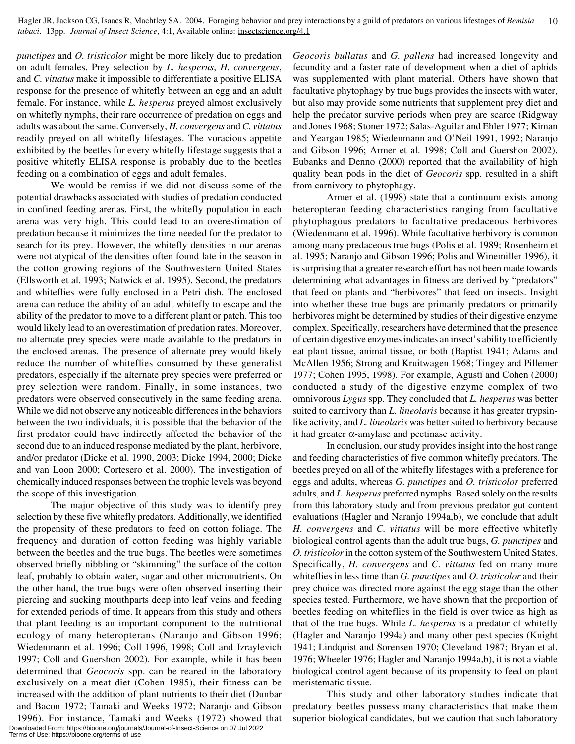*punctipes* and *O. tristicolor* might be more likely due to predation on adult females. Prey selection by *L. hesperus*, *H. convergens*, and *C. vittatus* make it impossible to differentiate a positive ELISA response for the presence of whitefly between an egg and an adult female. For instance, while *L. hesperus* preyed almost exclusively on whitefly nymphs, their rare occurrence of predation on eggs and adults was about the same. Conversely, *H. convergens* and *C. vittatus* readily preyed on all whitefly lifestages. The voracious appetite exhibited by the beetles for every whitefly lifestage suggests that a positive whitefly ELISA response is probably due to the beetles feeding on a combination of eggs and adult females.

We would be remiss if we did not discuss some of the potential drawbacks associated with studies of predation conducted in confined feeding arenas. First, the whitefly population in each arena was very high. This could lead to an overestimation of predation because it minimizes the time needed for the predator to search for its prey. However, the whitefly densities in our arenas were not atypical of the densities often found late in the season in the cotton growing regions of the Southwestern United States (Ellsworth et al. 1993; Natwick et al. 1995). Second, the predators and whiteflies were fully enclosed in a Petri dish. The enclosed arena can reduce the ability of an adult whitefly to escape and the ability of the predator to move to a different plant or patch. This too would likely lead to an overestimation of predation rates. Moreover, no alternate prey species were made available to the predators in the enclosed arenas. The presence of alternate prey would likely reduce the number of whiteflies consumed by these generalist predators, especially if the alternate prey species were preferred or prey selection were random. Finally, in some instances, two predators were observed consecutively in the same feeding arena. While we did not observe any noticeable differences in the behaviors between the two individuals, it is possible that the behavior of the first predator could have indirectly affected the behavior of the second due to an induced response mediated by the plant, herbivore, and/or predator (Dicke et al. 1990, 2003; Dicke 1994, 2000; Dicke and van Loon 2000; Cortesero et al. 2000). The investigation of chemically induced responses between the trophic levels was beyond the scope of this investigation.

The major objective of this study was to identify prey selection by these five whitefly predators. Additionally, we identified the propensity of these predators to feed on cotton foliage. The frequency and duration of cotton feeding was highly variable between the beetles and the true bugs. The beetles were sometimes observed briefly nibbling or "skimming" the surface of the cotton leaf, probably to obtain water, sugar and other micronutrients. On the other hand, the true bugs were often observed inserting their piercing and sucking mouthparts deep into leaf veins and feeding for extended periods of time. It appears from this study and others that plant feeding is an important component to the nutritional ecology of many heteropterans (Naranjo and Gibson 1996; Wiedenmann et al. 1996; Coll 1996, 1998; Coll and Izraylevich 1997; Coll and Guershon 2002). For example, while it has been determined that *Geocoris* spp. can be reared in the laboratory exclusively on a meat diet (Cohen 1985), their fitness can be increased with the addition of plant nutrients to their diet (Dunbar and Bacon 1972; Tamaki and Weeks 1972; Naranjo and Gibson 1996). For instance, Tamaki and Weeks (1972) showed that *Geocoris bullatus* and *G. pallens* had increased longevity and fecundity and a faster rate of development when a diet of aphids was supplemented with plant material. Others have shown that facultative phytophagy by true bugs provides the insects with water, but also may provide some nutrients that supplement prey diet and help the predator survive periods when prey are scarce (Ridgway and Jones 1968; Stoner 1972; Salas-Aguilar and Ehler 1977; Kiman and Yeargan 1985; Wiedenmann and O'Neil 1991, 1992; Naranjo and Gibson 1996; Armer et al. 1998; Coll and Guershon 2002). Eubanks and Denno (2000) reported that the availability of high quality bean pods in the diet of *Geocoris* spp. resulted in a shift from carnivory to phytophagy.

Armer et al. (1998) state that a continuum exists among heteropteran feeding characteristics ranging from facultative phytophagous predators to facultative predaceous herbivores (Wiedenmann et al. 1996). While facultative herbivory is common among many predaceous true bugs (Polis et al. 1989; Rosenheim et al. 1995; Naranjo and Gibson 1996; Polis and Winemiller 1996), it is surprising that a greater research effort has not been made towards determining what advantages in fitness are derived by "predators" that feed on plants and "herbivores" that feed on insects. Insight into whether these true bugs are primarily predators or primarily herbivores might be determined by studies of their digestive enzyme complex. Specifically, researchers have determined that the presence of certain digestive enzymes indicates an insect's ability to efficiently eat plant tissue, animal tissue, or both (Baptist 1941; Adams and McAllen 1956; Strong and Kruitwagen 1968; Tingey and Pillemer 1977; Cohen 1995, 1998). For example, Agustí and Cohen (2000) conducted a study of the digestive enzyme complex of two omnivorous *Lygus* spp. They concluded that *L. hesperus* was better suited to carnivory than *L. lineolaris* because it has greater trypsin-like activity, and *L. lineolaris* was better suited to herbivory because it had greater α-amylase and pectinase activity.

In conclusion, our study provides insight into the host range and feeding characteristics of five common whitefly predators. The beetles preyed on all of the whitefly lifestages with a preference for eggs and adults, whereas *G. punctipes* and *O. tristicolor* preferred adults, and *L. hesperus* preferred nymphs. Based solely on the results from this laboratory study and from previous predator gut content evaluations (Hagler and Naranjo 1994a,b), we conclude that adult *H. convergens* and *C. vittatus* will be more effective whitefly biological control agents than the adult true bugs, *G. punctipes* and *O. tristicolor* in the cotton system of the Southwestern United States. Specifically, *H. convergens* and *C. vittatus* fed on many more whiteflies in less time than *G. punctipes* and *O. tristicolor* and their prey choice was directed more against the egg stage than the other species tested. Furthermore, we have shown that the proportion of beetles feeding on whiteflies in the field is over twice as high as that of the true bugs. While *L. hesperus* is a predator of whitefly (Hagler and Naranjo 1994a) and many other pest species (Knight 1941; Lindquist and Sorensen 1970; Cleveland 1987; Bryan et al. 1976; Wheeler 1976; Hagler and Naranjo 1994a,b), it is not a viable biological control agent because of its propensity to feed on plant meristematic tissue.

This study and other laboratory studies indicate that predatory beetles possess many characteristics that make them superior biological candidates, but we caution that such laboratory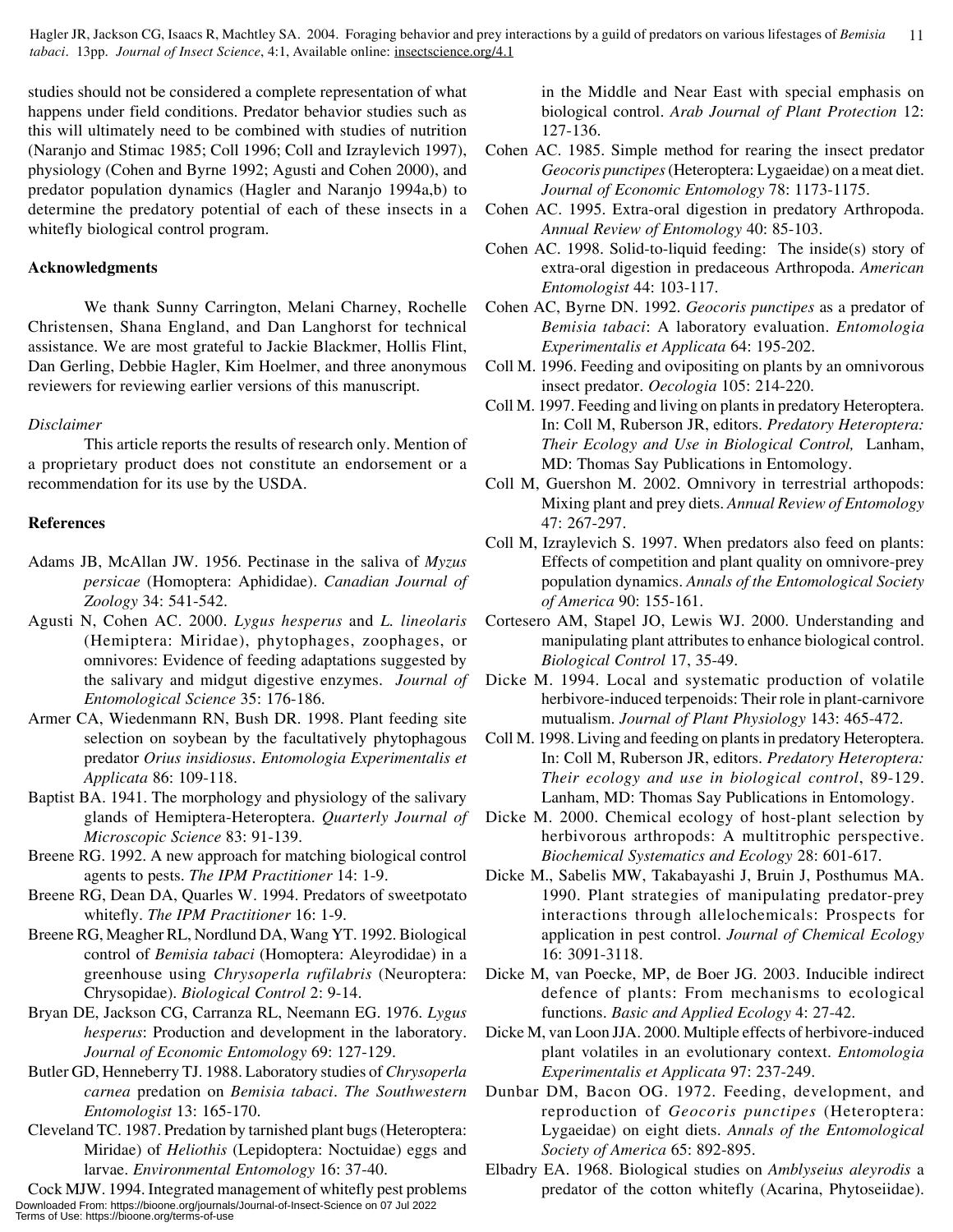studies should not be considered a complete representation of what happens under field conditions. Predator behavior studies such as this will ultimately need to be combined with studies of nutrition (Naranjo and Stimac 1985; Coll 1996; Coll and Izraylevich 1997), physiology (Cohen and Byrne 1992; Agusti and Cohen 2000), and predator population dynamics (Hagler and Naranjo 1994a,b) to determine the predatory potential of each of these insects in a whitefly biological control program.

## Acknowledgments

We thank Sunny Carrington, Melani Charney, Rochelle Christensen, Shana England, and Dan Langhorst for technical assistance. We are most grateful to Jackie Blackmer, Hollis Flint, Dan Gerling, Debbie Hagler, Kim Hoelmer, and three anonymous reviewers for reviewing earlier versions of this manuscript.

*Disclaimer*

This article reports the results of research only. Mention of a proprietary product does not constitute an endorsement or a recommendation for its use by the USDA.

## References

Adams JB, McAllan JW. 1956. Pectinase in the saliva of *Myzus persicae* (Homoptera: Aphididae). *Canadian Journal of Zoology* 34: 541-542.

Agusti N, Cohen AC. 2000. *Lygus hesperus* and *L. lineolaris* (Hemiptera: Miridae), phytophages, zoophages, or omnivores: Evidence of feeding adaptations suggested by the salivary and midgut digestive enzymes. *Journal of Entomological Science* 35: 176-186.

Armer CA, Wiedenmann RN, Bush DR. 1998. Plant feeding site selection on soybean by the facultatively phytophagous predator *Orius insidiosus*. *Entomologia Experimentalis et Applicata* 86: 109-118.

Baptist BA. 1941. The morphology and physiology of the salivary glands of Hemiptera-Heteroptera. *Quarterly Journal of Microscopic Science* 83: 91-139.

Breene RG. 1992. A new approach for matching biological control agents to pests. *The IPM Practitioner* 14: 1-9.

Breene RG, Dean DA, Quarles W. 1994. Predators of sweetpotato whitefly. *The IPM Practitioner* 16: 1-9.

Breene RG, Meagher RL, Nordlund DA, Wang YT. 1992. Biological control of *Bemisia tabaci* (Homoptera: Aleyrodidae) in a greenhouse using *Chrysoperla rufilabris* (Neuroptera: Chrysopidae). *Biological Control* 2: 9-14.

Bryan DE, Jackson CG, Carranza RL, Neemann EG. 1976. *Lygus hesperus*: Production and development in the laboratory. *Journal of Economic Entomology* 69: 127-129.

Butler GD, Henneberry TJ. 1988. Laboratory studies of *Chrysoperla carnea* predation on *Bemisia tabaci*. *The Southwestern Entomologist* 13: 165-170.

Cleveland TC. 1987. Predation by tarnished plant bugs (Heteroptera: Miridae) of *Heliothis* (Lepidoptera: Noctuidae) eggs and larvae. *Environmental Entomology* 16: 37-40.

Cock MJW. 1994. Integrated management of whitefly pest problems in the Middle and Near East with special emphasis on biological control. *Arab Journal of Plant Protection* 12: 127-136.

Cohen AC. 1985. Simple method for rearing the insect predator *Geocoris punctipes* (Heteroptera: Lygaeidae) on a meat diet. *Journal of Economic Entomology* 78: 1173-1175.

Cohen AC. 1995. Extra-oral digestion in predatory Arthropoda. *Annual Review of Entomology* 40: 85-103.

Cohen AC. 1998. Solid-to-liquid feeding: The inside(s) story of extra-oral digestion in predaceous Arthropoda. *American Entomologist* 44: 103-117.

Cohen AC, Byrne DN. 1992. *Geocoris punctipes* as a predator of *Bemisia tabaci*: A laboratory evaluation. *Entomologia Experimentalis et Applicata* 64: 195-202.

Coll M. 1996. Feeding and ovipositing on plants by an omnivorous insect predator. *Oecologia* 105: 214-220.

Coll M. 1997. Feeding and living on plants in predatory Heteroptera. In: Coll M, Ruberson JR, editors. *Predatory Heteroptera: Their Ecology and Use in Biological Control,* Lanham, MD: Thomas Say Publications in Entomology.

Coll M, Guershon M. 2002. Omnivory in terrestrial arthopods: Mixing plant and prey diets. *Annual Review of Entomology* 47: 267-297.

Coll M, Izraylevich S. 1997. When predators also feed on plants: Effects of competition and plant quality on omnivore-prey population dynamics. *Annals of the Entomological Society of America* 90: 155-161.

Cortesero AM, Stapel JO, Lewis WJ. 2000. Understanding and manipulating plant attributes to enhance biological control. *Biological Control* 17, 35-49.

Dicke M. 1994. Local and systematic production of volatile herbivore-induced terpenoids: Their role in plant-carnivore mutualism. *Journal of Plant Physiology* 143: 465-472.

Coll M. 1998. Living and feeding on plants in predatory Heteroptera. In: Coll M, Ruberson JR, editors. *Predatory Heteroptera: Their ecology and use in biological control*, 89-129. Lanham, MD: Thomas Say Publications in Entomology.

Dicke M. 2000. Chemical ecology of host-plant selection by herbivorous arthropods: A multitrophic perspective. *Biochemical Systematics and Ecology* 28: 601-617.

Dicke M., Sabelis MW, Takabayashi J, Bruin J, Posthumus MA. 1990. Plant strategies of manipulating predator-prey interactions through allelochemicals: Prospects for application in pest control. *Journal of Chemical Ecology* 16: 3091-3118.

Dicke M, van Poecke, MP, de Boer JG. 2003. Inducible indirect defence of plants: From mechanisms to ecological functions. *Basic and Applied Ecology* 4: 27-42.

Dicke M, van Loon JJA. 2000. Multiple effects of herbivore-induced plant volatiles in an evolutionary context. *Entomologia Experimentalis et Applicata* 97: 237-249.

Dunbar DM, Bacon OG. 1972. Feeding, development, and reproduction of *Geocoris punctipes* (Heteroptera: Lygaeidae) on eight diets. *Annals of the Entomological Society of America* 65: 892-895.

Elbadry EA. 1968. Biological studies on *Amblyseius aleyrodis* a predator of the cotton whitefly (Acarina, Phytoseiidae).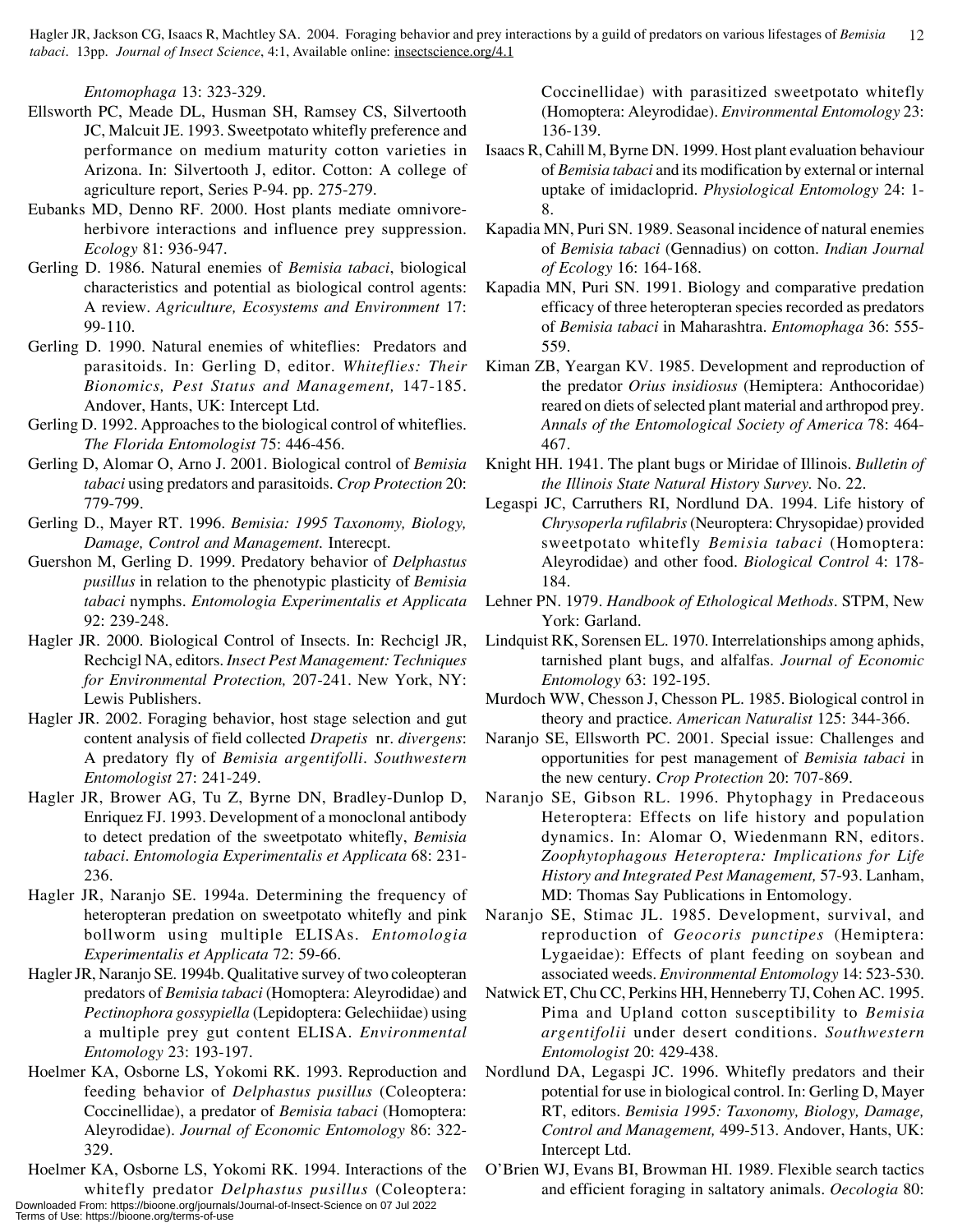*Entomophaga* 13: 323-329.

Ellsworth PC, Meade DL, Husman SH, Ramsey CS, Silvertooth JC, Malcuit JE. 1993. Sweetpotato whitefly preference and performance on medium maturity cotton varieties in Arizona. In: Silvertooth J, editor. Cotton: A college of agriculture report, Series P-94. pp. 275-279.

Eubanks MD, Denno RF. 2000. Host plants mediate omnivore-herbivore interactions and influence prey suppression. *Ecology* 81: 936-947.

Gerling D. 1986. Natural enemies of *Bemisia tabaci*, biological characteristics and potential as biological control agents: A review. *Agriculture, Ecosystems and Environment* 17: 99-110.

Gerling D. 1990. Natural enemies of whiteflies: Predators and parasitoids. In: Gerling D, editor. *Whiteflies: Their Bionomics, Pest Status and Management,* 147-185. Andover, Hants, UK: Intercept Ltd.

Gerling D. 1992. Approaches to the biological control of whiteflies. *The Florida Entomologist* 75: 446-456.

Gerling D, Alomar O, Arno J. 2001. Biological control of *Bemisia tabaci* using predators and parasitoids. *Crop Protection* 20: 779-799.

Gerling D., Mayer RT. 1996. *Bemisia: 1995 Taxonomy, Biology, Damage, Control and Management.* Interecpt.

Guershon M, Gerling D. 1999. Predatory behavior of *Delphastus pusillus* in relation to the phenotypic plasticity of *Bemisia tabaci* nymphs. *Entomologia Experimentalis et Applicata* 92: 239-248.

Hagler JR. 2000. Biological Control of Insects. In: Rechcigl JR, Rechcigl NA, editors. *Insect Pest Management: Techniques for Environmental Protection,* 207-241. New York, NY: Lewis Publishers.

Hagler JR. 2002. Foraging behavior, host stage selection and gut content analysis of field collected *Drapetis* nr. *divergens*: A predatory fly of *Bemisia argentifolli*. *Southwestern Entomologist* 27: 241-249.

Hagler JR, Brower AG, Tu Z, Byrne DN, Bradley-Dunlop D, Enriquez FJ. 1993. Development of a monoclonal antibody to detect predation of the sweetpotato whitefly, *Bemisia tabaci*. *Entomologia Experimentalis et Applicata* 68: 231-236.

Hagler JR, Naranjo SE. 1994a. Determining the frequency of heteropteran predation on sweetpotato whitefly and pink bollworm using multiple ELISAs. *Entomologia Experimentalis et Applicata* 72: 59-66.

Hagler JR, Naranjo SE. 1994b. Qualitative survey of two coleopteran predators of *Bemisia tabaci* (Homoptera: Aleyrodidae) and *Pectinophora gossypiella* (Lepidoptera: Gelechiidae) using a multiple prey gut content ELISA. *Environmental Entomology* 23: 193-197.

Hoelmer KA, Osborne LS, Yokomi RK. 1993. Reproduction and feeding behavior of *Delphastus pusillus* (Coleoptera: Coccinellidae), a predator of *Bemisia tabaci* (Homoptera: Aleyrodidae). *Journal of Economic Entomology* 86: 322-329.

Hoelmer KA, Osborne LS, Yokomi RK. 1994. Interactions of the whitefly predator *Delphastus pusillus* (Coleoptera: Coccinellidae) with parasitized sweetpotato whitefly (Homoptera: Aleyrodidae). *Environmental Entomology* 23: 136-139.

Isaacs R, Cahill M, Byrne DN. 1999. Host plant evaluation behaviour of *Bemisia tabaci* and its modification by external or internal uptake of imidacloprid. *Physiological Entomology* 24: 1-8.

Kapadia MN, Puri SN. 1989. Seasonal incidence of natural enemies of *Bemisia tabaci* (Gennadius) on cotton. *Indian Journal of Ecology* 16: 164-168.

Kapadia MN, Puri SN. 1991. Biology and comparative predation efficacy of three heteropteran species recorded as predators of *Bemisia tabaci* in Maharashtra. *Entomophaga* 36: 555-559.

Kiman ZB, Yeargan KV. 1985. Development and reproduction of the predator *Orius insidiosus* (Hemiptera: Anthocoridae) reared on diets of selected plant material and arthropod prey. *Annals of the Entomological Society of America* 78: 464-467.

Knight HH. 1941. The plant bugs or Miridae of Illinois. *Bulletin of the Illinois State Natural History Survey.* No. 22.

Legaspi JC, Carruthers RI, Nordlund DA. 1994. Life history of *Chrysoperla rufilabris* (Neuroptera: Chrysopidae) provided sweetpotato whitefly *Bemisia tabaci* (Homoptera: Aleyrodidae) and other food. *Biological Control* 4: 178-184.

Lehner PN. 1979. *Handbook of Ethological Methods*. STPM, New York: Garland.

Lindquist RK, Sorensen EL. 1970. Interrelationships among aphids, tarnished plant bugs, and alfalfas. *Journal of Economic Entomology* 63: 192-195.

Murdoch WW, Chesson J, Chesson PL. 1985. Biological control in theory and practice. *American Naturalist* 125: 344-366.

Naranjo SE, Ellsworth PC. 2001. Special issue: Challenges and opportunities for pest management of *Bemisia tabaci* in the new century. *Crop Protection* 20: 707-869.

Naranjo SE, Gibson RL. 1996. Phytophagy in Predaceous Heteroptera: Effects on life history and population dynamics. In: Alomar O, Wiedenmann RN, editors. *Zoophytophagous Heteroptera: Implications for Life History and Integrated Pest Management,* 57-93. Lanham, MD: Thomas Say Publications in Entomology.

Naranjo SE, Stimac JL. 1985. Development, survival, and reproduction of *Geocoris punctipes* (Hemiptera: Lygaeidae): Effects of plant feeding on soybean and associated weeds. *Environmental Entomology* 14: 523-530.

Natwick ET, Chu CC, Perkins HH, Henneberry TJ, Cohen AC. 1995. Pima and Upland cotton susceptibility to *Bemisia argentifolii* under desert conditions. *Southwestern Entomologist* 20: 429-438.

Nordlund DA, Legaspi JC. 1996. Whitefly predators and their potential for use in biological control. In: Gerling D, Mayer RT, editors. *Bemisia 1995: Taxonomy, Biology, Damage, Control and Management,* 499-513. Andover, Hants, UK: Intercept Ltd.

O'Brien WJ, Evans BI, Browman HI. 1989. Flexible search tactics and efficient foraging in saltatory animals. *Oecologia* 80: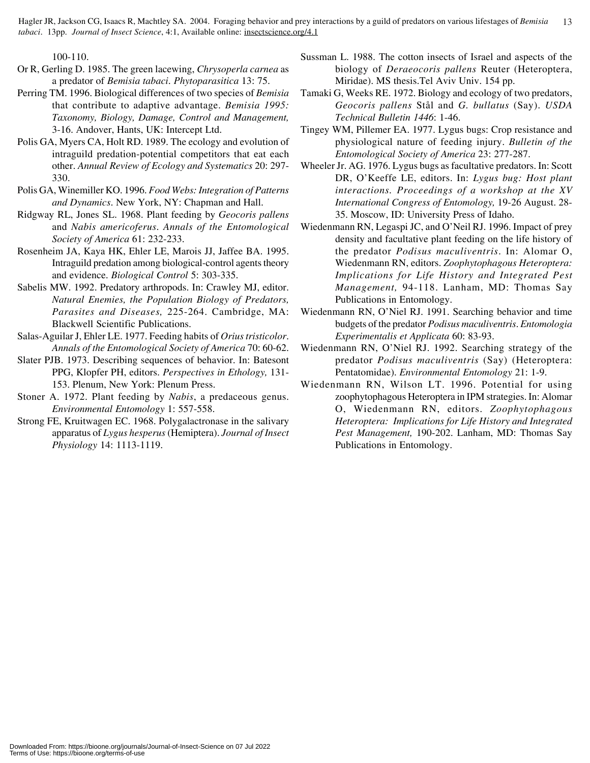100-110.

Or R, Gerling D. 1985. The green lacewing, *Chrysoperla carnea* as a predator of *Bemisia tabaci*. *Phytoparasitica* 13: 75.

Perring TM. 1996. Biological differences of two species of *Bemisia* that contribute to adaptive advantage. *Bemisia 1995: Taxonomy, Biology, Damage, Control and Management,* 3-16. Andover, Hants, UK: Intercept Ltd.

Polis GA, Myers CA, Holt RD. 1989. The ecology and evolution of intraguild predation-potential competitors that eat each other. *Annual Review of Ecology and Systematics* 20: 297-330.

Polis GA, Winemiller KO. 1996. *Food Webs: Integration of Patterns and Dynamics*. New York, NY: Chapman and Hall.

Ridgway RL, Jones SL. 1968. Plant feeding by *Geocoris pallens* and *Nabis americoferus*. *Annals of the Entomological Society of America* 61: 232-233.

Rosenheim JA, Kaya HK, Ehler LE, Marois JJ, Jaffee BA. 1995. Intraguild predation among biological-control agents theory and evidence. *Biological Control* 5: 303-335.

Sabelis MW. 1992. Predatory arthropods. In: Crawley MJ, editor. *Natural Enemies, the Population Biology of Predators, Parasites and Diseases,* 225-264. Cambridge, MA: Blackwell Scientific Publications.

Salas-Aguilar J, Ehler LE. 1977. Feeding habits of *Orius tristicolor*. *Annals of the Entomological Society of America* 70: 60-62.

Slater PJB. 1973. Describing sequences of behavior. In: Batesont PPG, Klopfer PH, editors. *Perspectives in Ethology,* 131-153. Plenum, New York: Plenum Press.

Stoner A. 1972. Plant feeding by *Nabis*, a predaceous genus. *Environmental Entomology* 1: 557-558.

Strong FE, Kruitwagen EC. 1968. Polygalactronase in the salivary apparatus of *Lygus hesperus* (Hemiptera). *Journal of Insect Physiology* 14: 1113-1119.

Sussman L. 1988. The cotton insects of Israel and aspects of the biology of *Deraeocoris pallens* Reuter (Heteroptera, Miridae). MS thesis.Tel Aviv Univ. 154 pp.

Tamaki G, Weeks RE. 1972. Biology and ecology of two predators, *Geocoris pallens* Stål and *G. bullatus* (Say). *USDA Technical Bulletin 1446*: 1-46.

Tingey WM, Pillemer EA. 1977. Lygus bugs: Crop resistance and physiological nature of feeding injury. *Bulletin of the Entomological Society of America* 23: 277-287.

Wheeler Jr. AG. 1976. Lygus bugs as facultative predators. In: Scott DR, O'Keeffe LE, editors. In: *Lygus bug: Host plant interactions. Proceedings of a workshop at the XV International Congress of Entomology,* 19-26 August. 28-35. Moscow, ID: University Press of Idaho.

Wiedenmann RN, Legaspi JC, and O'Neil RJ. 1996. Impact of prey density and facultative plant feeding on the life history of the predator *Podisus maculiventris*. In: Alomar O, Wiedenmann RN, editors. *Zoophytophagous Heteroptera: Implications for Life History and Integrated Pest Management,* 94-118. Lanham, MD: Thomas Say Publications in Entomology.

Wiedenmann RN, O'Niel RJ. 1991. Searching behavior and time budgets of the predator *Podisus maculiventris*. *Entomologia Experimentalis et Applicata* 60: 83-93.

Wiedenmann RN, O'Niel RJ. 1992. Searching strategy of the predator *Podisus maculiventris* (Say) (Heteroptera: Pentatomidae). *Environmental Entomology* 21: 1-9.

Wiedenmann RN, Wilson LT. 1996. Potential for using zoophytophagous Heteroptera in IPM strategies. In: Alomar O, Wiedenmann RN, editors. *Zoophytophagous Heteroptera: Implications for Life History and Integrated Pest Management,* 190-202. Lanham, MD: Thomas Say Publications in Entomology.